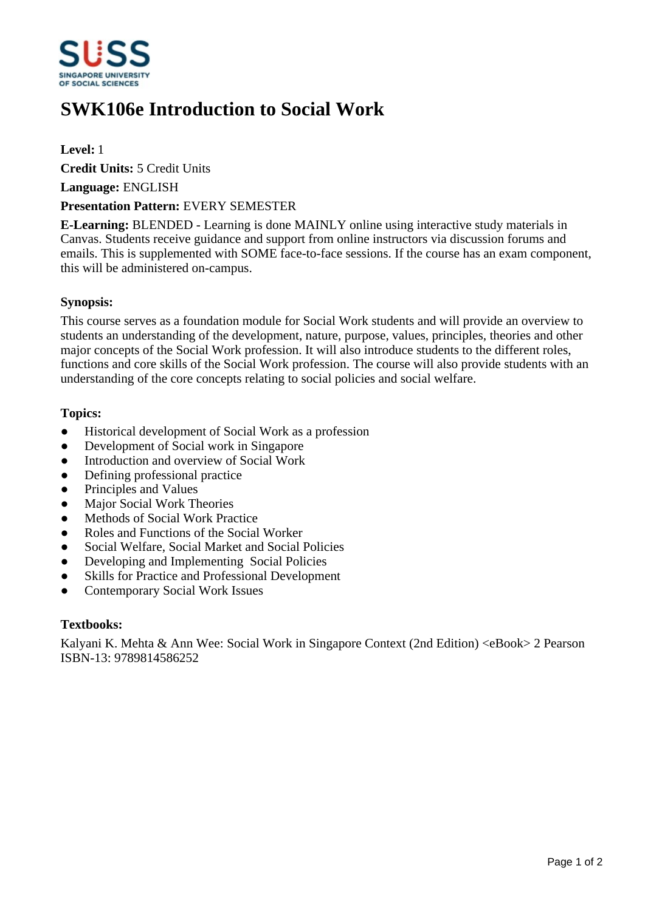# SWK106e Introduction to Social Work

**Level:** 1

**Credit Units:** 5 Credit Units

**Language:** ENGLISH

**Presentation Pattern:** EVERY SEMESTER

**E-Learning:** BLENDED - Learning is done MAINLY online using interactive study materials in Canvas. Students receive guidance and support from online instructors via discussion forums and emails. This is supplemented with SOME face-to-face sessions. If the course has an exam component, this will be administered on-campus.

### Synopsis:

This course serves as a foundation module for Social Work students and will provide an overview to students an understanding of the development, nature, purpose, values, principles, theories and other major concepts of the Social Work profession. It will also introduce students to the different roles, functions and core skills of the Social Work profession. The course will also provide students with an understanding of the core concepts relating to social policies and social welfare.

### Topics:

- Historical development of Social Work as a profession
- Development of Social work in Singapore
- Introduction and overview of Social Work
- Defining professional practice
- Principles and Values
- Major Social Work Theories
- Methods of Social Work Practice
- Roles and Functions of the Social Worker
- Social Welfare, Social Market and Social Policies
- Developing and Implementing Social Policies
- Skills for Practice and Professional Development
- Contemporary Social Work Issues

### Textbooks:

Kalyani K. Mehta & Ann Wee: Social Work in Singapore Context (2nd Edition) <eBook> 2 Pearson ISBN-13: 9789814586252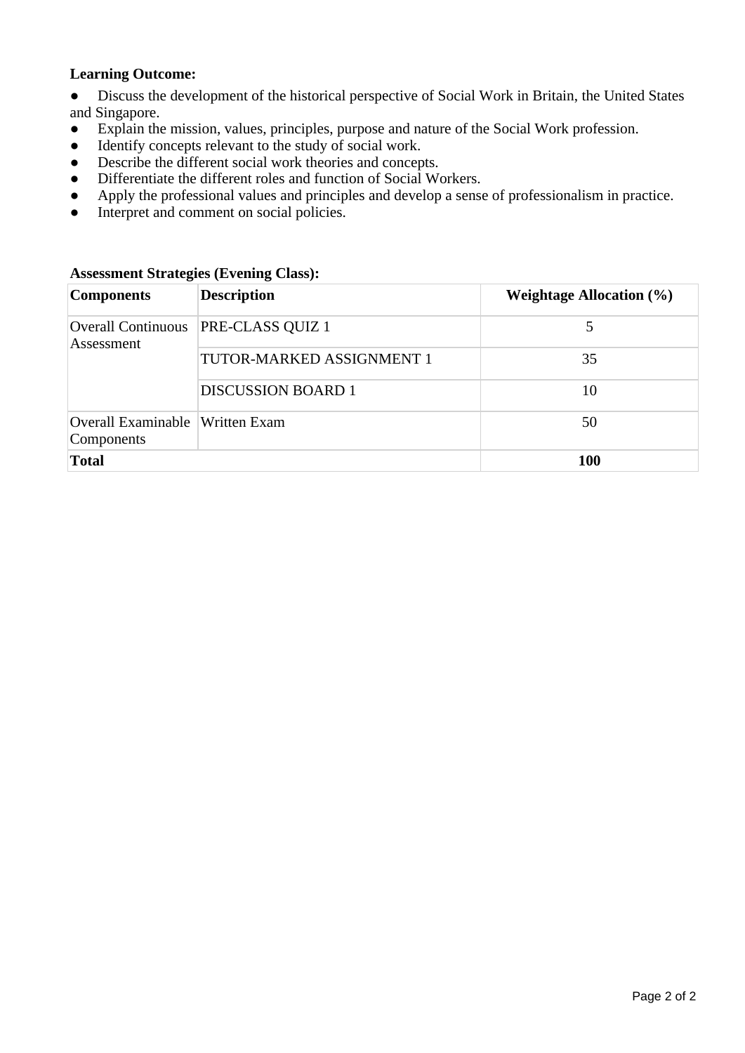**Learning Outcome:**

- Discuss the development of the historical perspective of Social Work in Britain, the United States and Singapore.
- Explain the mission, values, principles, purpose and nature of the Social Work profession.
- Identify concepts relevant to the study of social work.
- Describe the different social work theories and concepts.
- Differentiate the different roles and function of Social Workers.
- Apply the professional values and principles and develop a sense of professionalism in practice.
- Interpret and comment on social policies.

**Assessment Strategies (Evening Class):**

| **Components** | **Description** | **Weightage Allocation (%)** |
|---|---|---|
| Overall Continuous Assessment | PRE-CLASS QUIZ 1 | 5 |
| | TUTOR-MARKED ASSIGNMENT 1 | 35 |
| | DISCUSSION BOARD 1 | 10 |
| Overall Examinable Components | Written Exam | 50 |
| **Total** | | **100** |